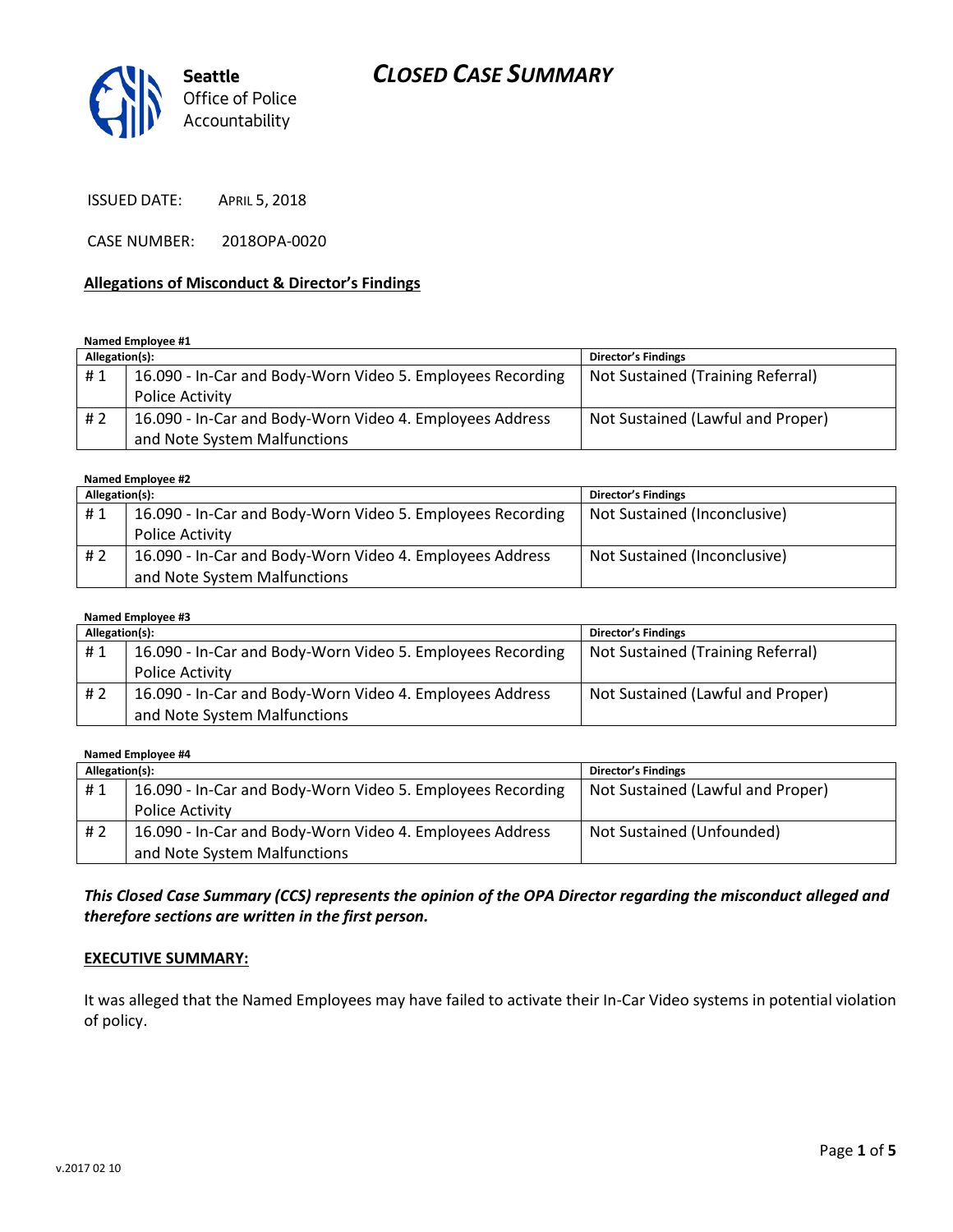# CLOSED CASE SUMMARY

Seattle Office of Police Accountability

ISSUED DATE: APRIL 5, 2018

CASE NUMBER: 2018OPA-0020

## Allegations of Misconduct & Director's Findings

**Named Employee #1**

| Allegation(s): | | Director's Findings |
|---|---|---|
| # 1 | 16.090 - In-Car and Body-Worn Video 5. Employees Recording Police Activity | Not Sustained (Training Referral) |
| # 2 | 16.090 - In-Car and Body-Worn Video 4. Employees Address and Note System Malfunctions | Not Sustained (Lawful and Proper) |

**Named Employee #2**

| Allegation(s): | | Director's Findings |
|---|---|---|
| # 1 | 16.090 - In-Car and Body-Worn Video 5. Employees Recording Police Activity | Not Sustained (Inconclusive) |
| # 2 | 16.090 - In-Car and Body-Worn Video 4. Employees Address and Note System Malfunctions | Not Sustained (Inconclusive) |

**Named Employee #3**

| Allegation(s): | | Director's Findings |
|---|---|---|
| # 1 | 16.090 - In-Car and Body-Worn Video 5. Employees Recording Police Activity | Not Sustained (Training Referral) |
| # 2 | 16.090 - In-Car and Body-Worn Video 4. Employees Address and Note System Malfunctions | Not Sustained (Lawful and Proper) |

**Named Employee #4**

| Allegation(s): | | Director's Findings |
|---|---|---|
| # 1 | 16.090 - In-Car and Body-Worn Video 5. Employees Recording Police Activity | Not Sustained (Lawful and Proper) |
| # 2 | 16.090 - In-Car and Body-Worn Video 4. Employees Address and Note System Malfunctions | Not Sustained (Unfounded) |

***This Closed Case Summary (CCS) represents the opinion of the OPA Director regarding the misconduct alleged and therefore sections are written in the first person.***

**EXECUTIVE SUMMARY:**

It was alleged that the Named Employees may have failed to activate their In-Car Video systems in potential violation of policy.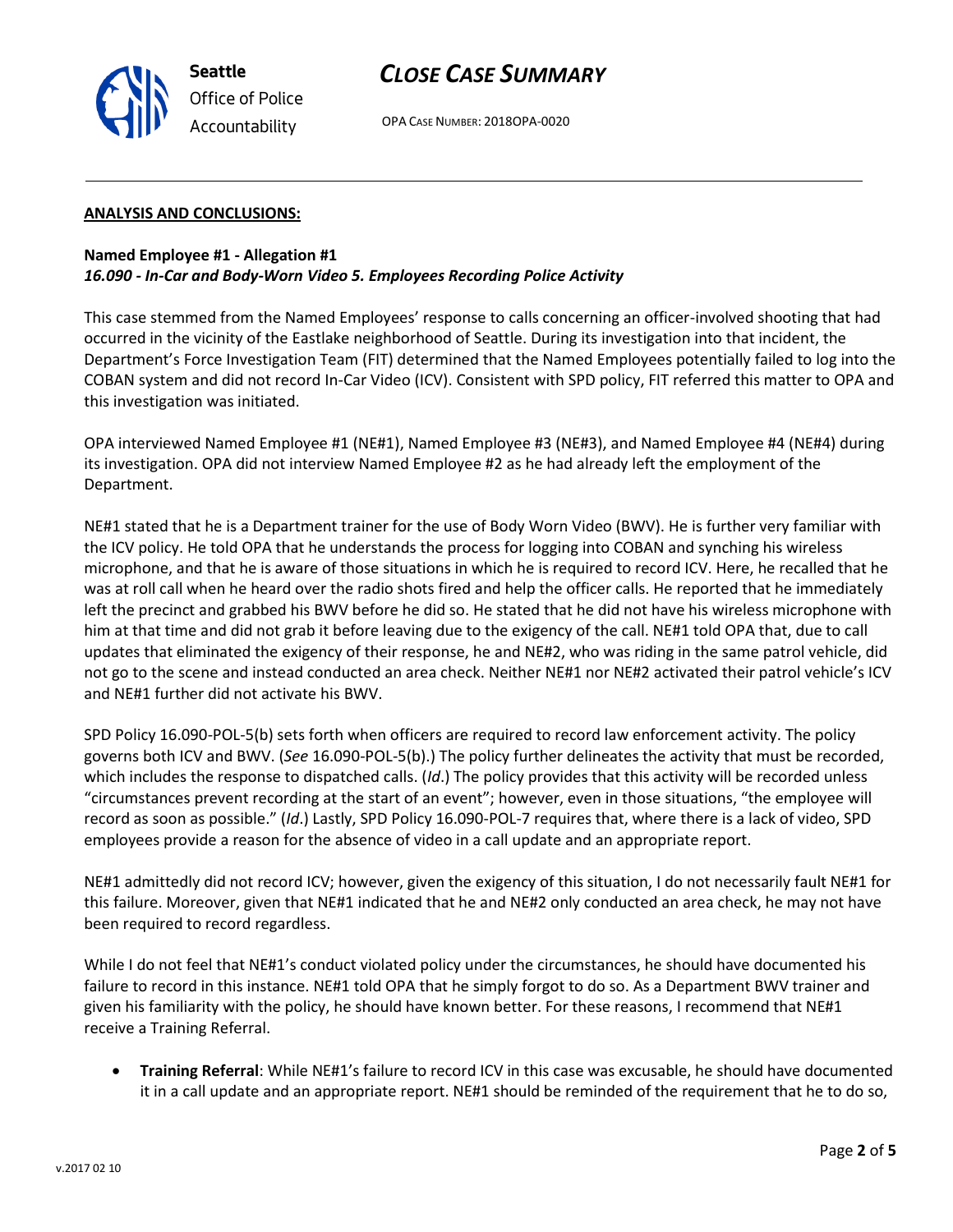**ANALYSIS AND CONCLUSIONS:**

**Named Employee #1 - Allegation #1**
***16.090 - In-Car and Body-Worn Video 5. Employees Recording Police Activity***

This case stemmed from the Named Employees' response to calls concerning an officer-involved shooting that had occurred in the vicinity of the Eastlake neighborhood of Seattle. During its investigation into that incident, the Department's Force Investigation Team (FIT) determined that the Named Employees potentially failed to log into the COBAN system and did not record In-Car Video (ICV). Consistent with SPD policy, FIT referred this matter to OPA and this investigation was initiated.

OPA interviewed Named Employee #1 (NE#1), Named Employee #3 (NE#3), and Named Employee #4 (NE#4) during its investigation. OPA did not interview Named Employee #2 as he had already left the employment of the Department.

NE#1 stated that he is a Department trainer for the use of Body Worn Video (BWV). He is further very familiar with the ICV policy. He told OPA that he understands the process for logging into COBAN and synching his wireless microphone, and that he is aware of those situations in which he is required to record ICV. Here, he recalled that he was at roll call when he heard over the radio shots fired and help the officer calls. He reported that he immediately left the precinct and grabbed his BWV before he did so. He stated that he did not have his wireless microphone with him at that time and did not grab it before leaving due to the exigency of the call. NE#1 told OPA that, due to call updates that eliminated the exigency of their response, he and NE#2, who was riding in the same patrol vehicle, did not go to the scene and instead conducted an area check. Neither NE#1 nor NE#2 activated their patrol vehicle's ICV and NE#1 further did not activate his BWV.

SPD Policy 16.090-POL-5(b) sets forth when officers are required to record law enforcement activity. The policy governs both ICV and BWV. (*See* 16.090-POL-5(b).) The policy further delineates the activity that must be recorded, which includes the response to dispatched calls. (*Id*.) The policy provides that this activity will be recorded unless "circumstances prevent recording at the start of an event"; however, even in those situations, "the employee will record as soon as possible." (*Id*.) Lastly, SPD Policy 16.090-POL-7 requires that, where there is a lack of video, SPD employees provide a reason for the absence of video in a call update and an appropriate report.

NE#1 admittedly did not record ICV; however, given the exigency of this situation, I do not necessarily fault NE#1 for this failure. Moreover, given that NE#1 indicated that he and NE#2 only conducted an area check, he may not have been required to record regardless.

While I do not feel that NE#1's conduct violated policy under the circumstances, he should have documented his failure to record in this instance. NE#1 told OPA that he simply forgot to do so. As a Department BWV trainer and given his familiarity with the policy, he should have known better. For these reasons, I recommend that NE#1 receive a Training Referral.

- **Training Referral**: While NE#1's failure to record ICV in this case was excusable, he should have documented it in a call update and an appropriate report. NE#1 should be reminded of the requirement that he to do so,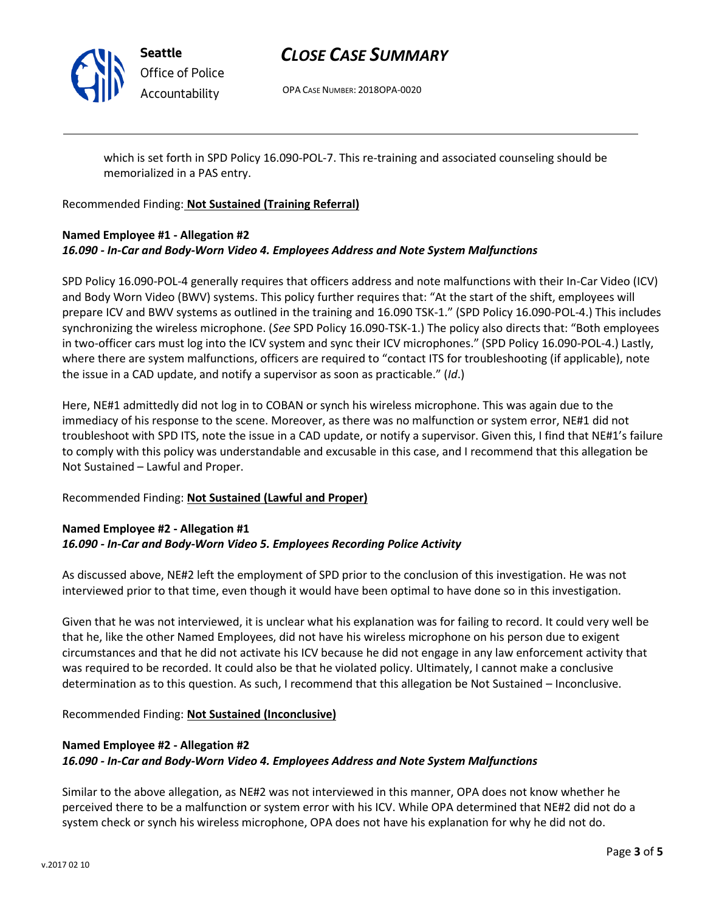which is set forth in SPD Policy 16.090-POL-7. This re-training and associated counseling should be memorialized in a PAS entry.

Recommended Finding: **Not Sustained (Training Referral)**

**Named Employee #1 - Allegation #2**
***16.090 - In-Car and Body-Worn Video 4. Employees Address and Note System Malfunctions***

SPD Policy 16.090-POL-4 generally requires that officers address and note malfunctions with their In-Car Video (ICV) and Body Worn Video (BWV) systems. This policy further requires that: "At the start of the shift, employees will prepare ICV and BWV systems as outlined in the training and 16.090 TSK-1." (SPD Policy 16.090-POL-4.) This includes synchronizing the wireless microphone. (*See* SPD Policy 16.090-TSK-1.) The policy also directs that: "Both employees in two-officer cars must log into the ICV system and sync their ICV microphones." (SPD Policy 16.090-POL-4.) Lastly, where there are system malfunctions, officers are required to "contact ITS for troubleshooting (if applicable), note the issue in a CAD update, and notify a supervisor as soon as practicable." (*Id*.)

Here, NE#1 admittedly did not log in to COBAN or synch his wireless microphone. This was again due to the immediacy of his response to the scene. Moreover, as there was no malfunction or system error, NE#1 did not troubleshoot with SPD ITS, note the issue in a CAD update, or notify a supervisor. Given this, I find that NE#1's failure to comply with this policy was understandable and excusable in this case, and I recommend that this allegation be Not Sustained – Lawful and Proper.

Recommended Finding: **Not Sustained (Lawful and Proper)**

**Named Employee #2 - Allegation #1**
***16.090 - In-Car and Body-Worn Video 5. Employees Recording Police Activity***

As discussed above, NE#2 left the employment of SPD prior to the conclusion of this investigation. He was not interviewed prior to that time, even though it would have been optimal to have done so in this investigation.

Given that he was not interviewed, it is unclear what his explanation was for failing to record. It could very well be that he, like the other Named Employees, did not have his wireless microphone on his person due to exigent circumstances and that he did not activate his ICV because he did not engage in any law enforcement activity that was required to be recorded. It could also be that he violated policy. Ultimately, I cannot make a conclusive determination as to this question. As such, I recommend that this allegation be Not Sustained – Inconclusive.

Recommended Finding: **Not Sustained (Inconclusive)**

**Named Employee #2 - Allegation #2**
***16.090 - In-Car and Body-Worn Video 4. Employees Address and Note System Malfunctions***

Similar to the above allegation, as NE#2 was not interviewed in this manner, OPA does not know whether he perceived there to be a malfunction or system error with his ICV. While OPA determined that NE#2 did not do a system check or synch his wireless microphone, OPA does not have his explanation for why he did not do.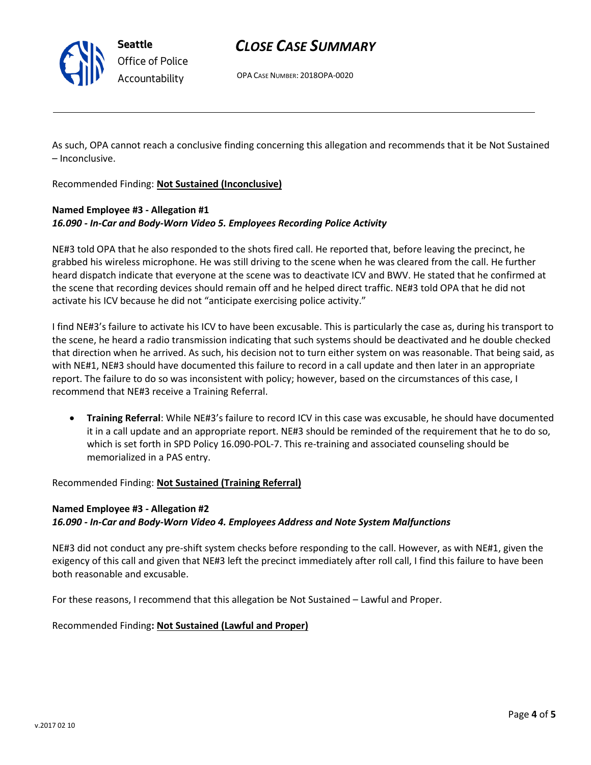As such, OPA cannot reach a conclusive finding concerning this allegation and recommends that it be Not Sustained – Inconclusive.

Recommended Finding: **Not Sustained (Inconclusive)**

**Named Employee #3 - Allegation #1**
***16.090 - In-Car and Body-Worn Video 5. Employees Recording Police Activity***

NE#3 told OPA that he also responded to the shots fired call. He reported that, before leaving the precinct, he grabbed his wireless microphone. He was still driving to the scene when he was cleared from the call. He further heard dispatch indicate that everyone at the scene was to deactivate ICV and BWV. He stated that he confirmed at the scene that recording devices should remain off and he helped direct traffic. NE#3 told OPA that he did not activate his ICV because he did not "anticipate exercising police activity."

I find NE#3's failure to activate his ICV to have been excusable. This is particularly the case as, during his transport to the scene, he heard a radio transmission indicating that such systems should be deactivated and he double checked that direction when he arrived. As such, his decision not to turn either system on was reasonable. That being said, as with NE#1, NE#3 should have documented this failure to record in a call update and then later in an appropriate report. The failure to do so was inconsistent with policy; however, based on the circumstances of this case, I recommend that NE#3 receive a Training Referral.

- **Training Referral**: While NE#3's failure to record ICV in this case was excusable, he should have documented it in a call update and an appropriate report. NE#3 should be reminded of the requirement that he to do so, which is set forth in SPD Policy 16.090-POL-7. This re-training and associated counseling should be memorialized in a PAS entry.

Recommended Finding: **Not Sustained (Training Referral)**

**Named Employee #3 - Allegation #2**
***16.090 - In-Car and Body-Worn Video 4. Employees Address and Note System Malfunctions***

NE#3 did not conduct any pre-shift system checks before responding to the call. However, as with NE#1, given the exigency of this call and given that NE#3 left the precinct immediately after roll call, I find this failure to have been both reasonable and excusable.

For these reasons, I recommend that this allegation be Not Sustained – Lawful and Proper.

Recommended Finding**: Not Sustained (Lawful and Proper)**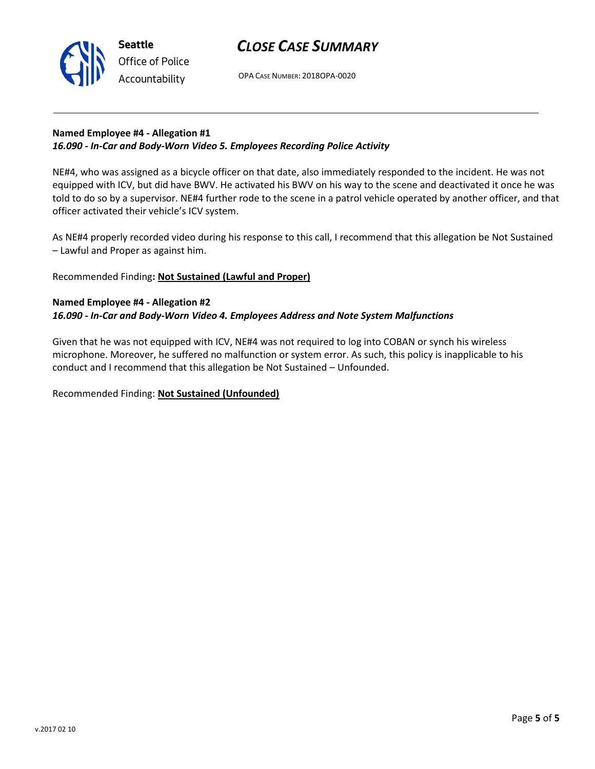**Named Employee #4 - Allegation #1**
***16.090 - In-Car and Body-Worn Video 5. Employees Recording Police Activity***

NE#4, who was assigned as a bicycle officer on that date, also immediately responded to the incident. He was not equipped with ICV, but did have BWV. He activated his BWV on his way to the scene and deactivated it once he was told to do so by a supervisor. NE#4 further rode to the scene in a patrol vehicle operated by another officer, and that officer activated their vehicle's ICV system.

As NE#4 properly recorded video during his response to this call, I recommend that this allegation be Not Sustained – Lawful and Proper as against him.

Recommended Finding**: Not Sustained (Lawful and Proper)**

**Named Employee #4 - Allegation #2**
***16.090 - In-Car and Body-Worn Video 4. Employees Address and Note System Malfunctions***

Given that he was not equipped with ICV, NE#4 was not required to log into COBAN or synch his wireless microphone. Moreover, he suffered no malfunction or system error. As such, this policy is inapplicable to his conduct and I recommend that this allegation be Not Sustained – Unfounded.

Recommended Finding: **Not Sustained (Unfounded)**